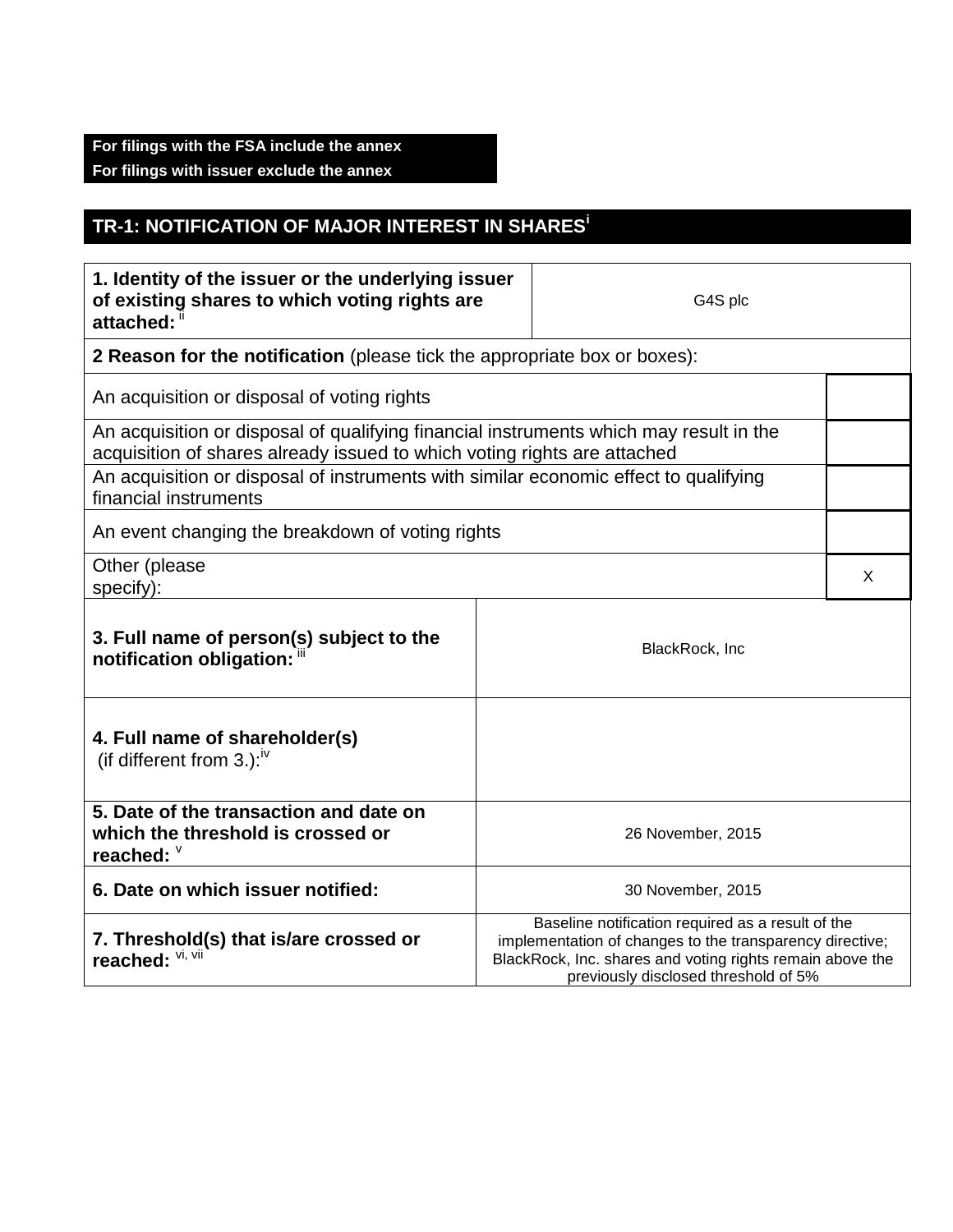**For filings with the FSA include the annex**
**For filings with issuer exclude the annex**

## TR-1: NOTIFICATION OF MAJOR INTEREST IN SHARES[i]

| **1. Identity of the issuer or the underlying issuer of existing shares to which voting rights are attached:** [ii] | G4S plc |
|---|---|
| **2 Reason for the notification** (please tick the appropriate box or boxes): | |
| An acquisition or disposal of voting rights | |
| An acquisition or disposal of qualifying financial instruments which may result in the acquisition of shares already issued to which voting rights are attached | |
| An acquisition or disposal of instruments with similar economic effect to qualifying financial instruments | |
| An event changing the breakdown of voting rights | |
| Other (please specify): | X |
| **3. Full name of person(s) subject to the notification obligation:** [iii] | BlackRock, Inc |
| **4. Full name of shareholder(s)** (if different from 3.):[iv] | |
| **5. Date of the transaction and date on which the threshold is crossed or reached:** [v] | 26 November, 2015 |
| **6. Date on which issuer notified:** | 30 November, 2015 |
| **7. Threshold(s) that is/are crossed or reached:** [vi, vii] | Baseline notification required as a result of the implementation of changes to the transparency directive; BlackRock, Inc. shares and voting rights remain above the previously disclosed threshold of 5% |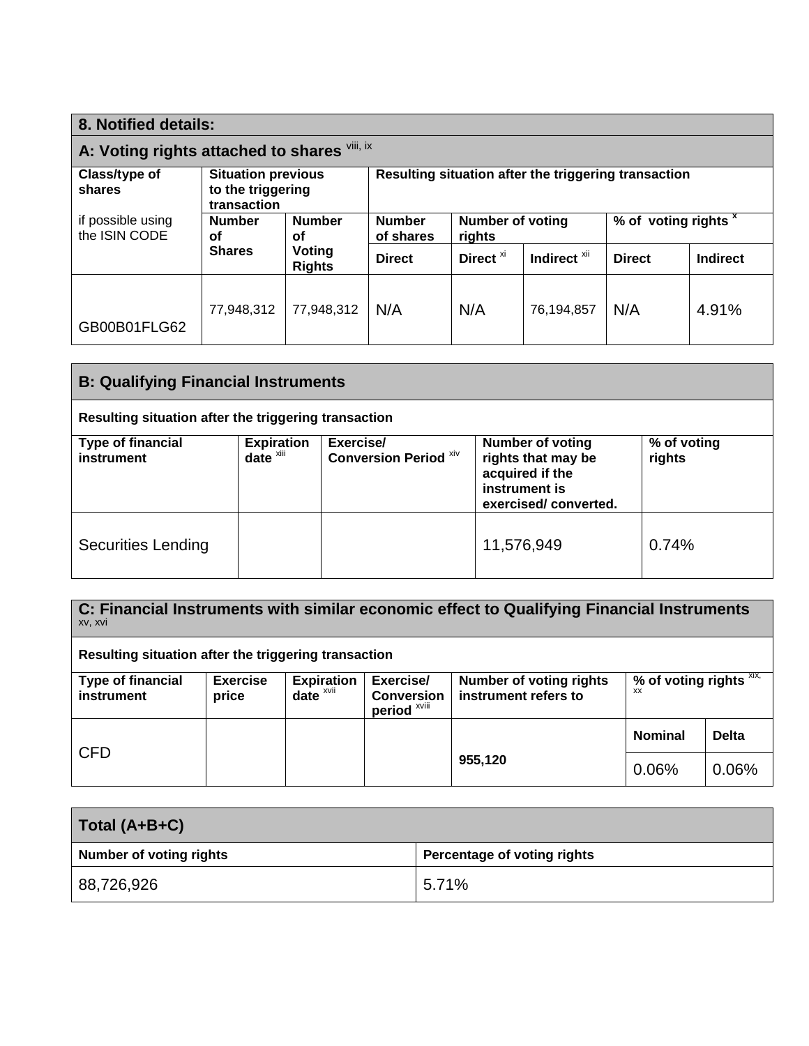## 8. Notified details:

### A: Voting rights attached to shares [viii, ix]

| Class/type of shares<br><br>if possible using the ISIN CODE | Situation previous to the triggering transaction | | Resulting situation after the triggering transaction | | | | |
|---|---|---|---|---|---|---|---|
| | Number of Shares | Number of Voting Rights | Number of shares | Number of voting rights | | % of voting rights [x] | |
| | | | Direct | Direct [xi] | Indirect [xii] | Direct | Indirect |
| GB00B01FLG62 | 77,948,312 | 77,948,312 | N/A | N/A | 76,194,857 | N/A | 4.91% |

### B: Qualifying Financial Instruments

**Resulting situation after the triggering transaction**

| Type of financial instrument | Expiration date [xiii] | Exercise/ Conversion Period [xiv] | Number of voting rights that may be acquired if the instrument is exercised/ converted. | % of voting rights |
|---|---|---|---|---|
| Securities Lending | | | 11,576,949 | 0.74% |

### C: Financial Instruments with similar economic effect to Qualifying Financial Instruments [xv, xvi]

**Resulting situation after the triggering transaction**

| Type of financial instrument | Exercise price | Expiration date [xvii] | Exercise/ Conversion period [xviii] | Number of voting rights instrument refers to | % of voting rights [xix, xx] | |
|---|---|---|---|---|---|---|
| | | | | | Nominal | Delta |
| CFD | | | | 955,120 | 0.06% | 0.06% |

### Total (A+B+C)

| Number of voting rights | Percentage of voting rights |
|---|---|
| 88,726,926 | 5.71% |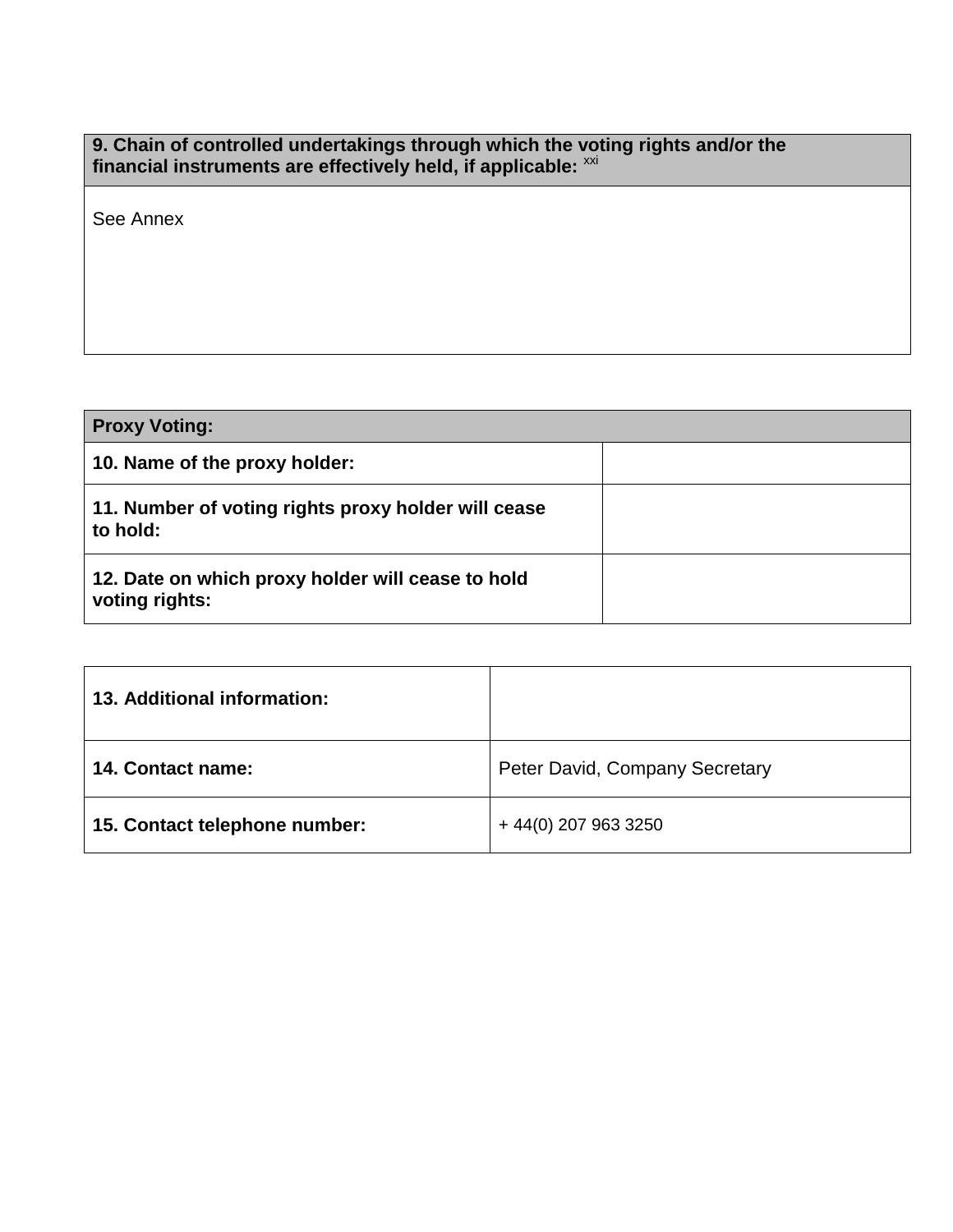| 9. Chain of controlled undertakings through which the voting rights and/or the financial instruments are effectively held, if applicable: [xxi] |
|---|
| See Annex |

| Proxy Voting: | |
|---|---|
| **10. Name of the proxy holder:** | |
| **11. Number of voting rights proxy holder will cease to hold:** | |
| **12. Date on which proxy holder will cease to hold voting rights:** | |

| | |
|---|---|
| **13. Additional information:** | |
| **14. Contact name:** | Peter David, Company Secretary |
| **15. Contact telephone number:** | + 44(0) 207 963 3250 |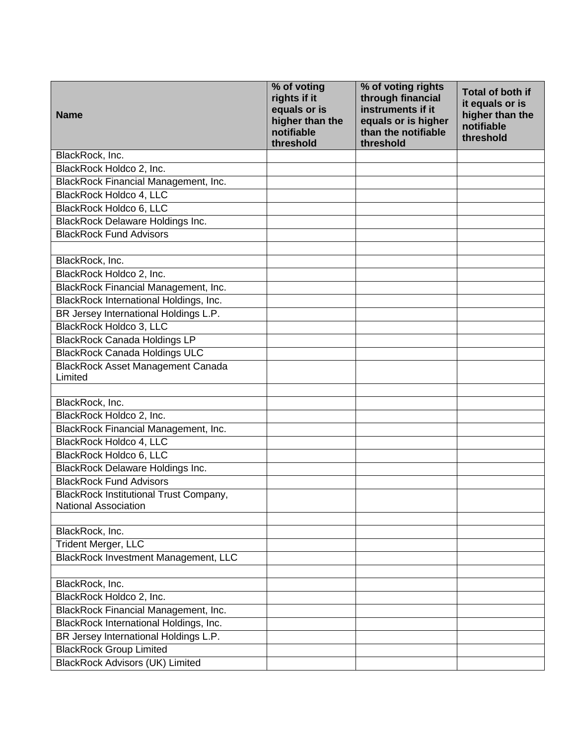| Name | % of voting rights if it equals or is higher than the notifiable threshold | % of voting rights through financial instruments if it equals or is higher than the notifiable threshold | Total of both if it equals or is higher than the notifiable threshold |
|---|---|---|---|
| BlackRock, Inc. | | | |
| BlackRock Holdco 2, Inc. | | | |
| BlackRock Financial Management, Inc. | | | |
| BlackRock Holdco 4, LLC | | | |
| BlackRock Holdco 6, LLC | | | |
| BlackRock Delaware Holdings Inc. | | | |
| BlackRock Fund Advisors | | | |
| | | | |
| BlackRock, Inc. | | | |
| BlackRock Holdco 2, Inc. | | | |
| BlackRock Financial Management, Inc. | | | |
| BlackRock International Holdings, Inc. | | | |
| BR Jersey International Holdings L.P. | | | |
| BlackRock Holdco 3, LLC | | | |
| BlackRock Canada Holdings LP | | | |
| BlackRock Canada Holdings ULC | | | |
| BlackRock Asset Management Canada Limited | | | |
| | | | |
| BlackRock, Inc. | | | |
| BlackRock Holdco 2, Inc. | | | |
| BlackRock Financial Management, Inc. | | | |
| BlackRock Holdco 4, LLC | | | |
| BlackRock Holdco 6, LLC | | | |
| BlackRock Delaware Holdings Inc. | | | |
| BlackRock Fund Advisors | | | |
| BlackRock Institutional Trust Company, National Association | | | |
| | | | |
| BlackRock, Inc. | | | |
| Trident Merger, LLC | | | |
| BlackRock Investment Management, LLC | | | |
| | | | |
| BlackRock, Inc. | | | |
| BlackRock Holdco 2, Inc. | | | |
| BlackRock Financial Management, Inc. | | | |
| BlackRock International Holdings, Inc. | | | |
| BR Jersey International Holdings L.P. | | | |
| BlackRock Group Limited | | | |
| BlackRock Advisors (UK) Limited | | | |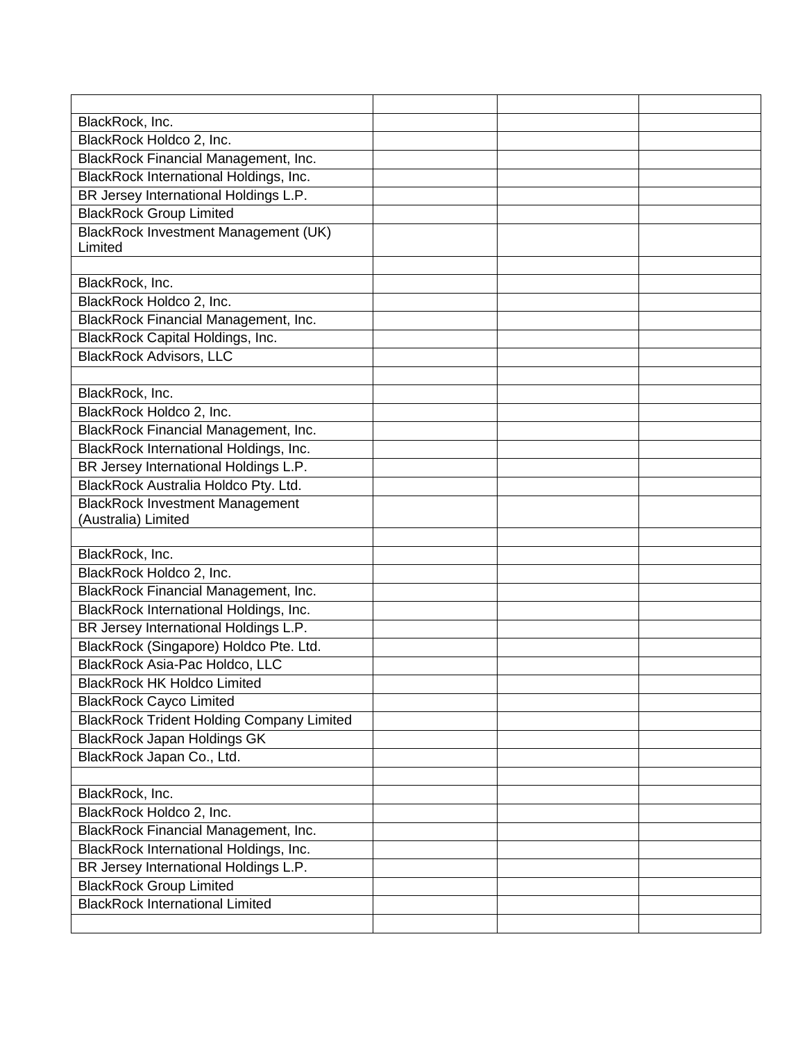| | | | |
|---|---|---|---|
| BlackRock, Inc. | | | |
| BlackRock Holdco 2, Inc. | | | |
| BlackRock Financial Management, Inc. | | | |
| BlackRock International Holdings, Inc. | | | |
| BR Jersey International Holdings L.P. | | | |
| BlackRock Group Limited | | | |
| BlackRock Investment Management (UK) Limited | | | |
| | | | |
| BlackRock, Inc. | | | |
| BlackRock Holdco 2, Inc. | | | |
| BlackRock Financial Management, Inc. | | | |
| BlackRock Capital Holdings, Inc. | | | |
| BlackRock Advisors, LLC | | | |
| | | | |
| BlackRock, Inc. | | | |
| BlackRock Holdco 2, Inc. | | | |
| BlackRock Financial Management, Inc. | | | |
| BlackRock International Holdings, Inc. | | | |
| BR Jersey International Holdings L.P. | | | |
| BlackRock Australia Holdco Pty. Ltd. | | | |
| BlackRock Investment Management (Australia) Limited | | | |
| | | | |
| BlackRock, Inc. | | | |
| BlackRock Holdco 2, Inc. | | | |
| BlackRock Financial Management, Inc. | | | |
| BlackRock International Holdings, Inc. | | | |
| BR Jersey International Holdings L.P. | | | |
| BlackRock (Singapore) Holdco Pte. Ltd. | | | |
| BlackRock Asia-Pac Holdco, LLC | | | |
| BlackRock HK Holdco Limited | | | |
| BlackRock Cayco Limited | | | |
| BlackRock Trident Holding Company Limited | | | |
| BlackRock Japan Holdings GK | | | |
| BlackRock Japan Co., Ltd. | | | |
| | | | |
| BlackRock, Inc. | | | |
| BlackRock Holdco 2, Inc. | | | |
| BlackRock Financial Management, Inc. | | | |
| BlackRock International Holdings, Inc. | | | |
| BR Jersey International Holdings L.P. | | | |
| BlackRock Group Limited | | | |
| BlackRock International Limited | | | |
| | | | |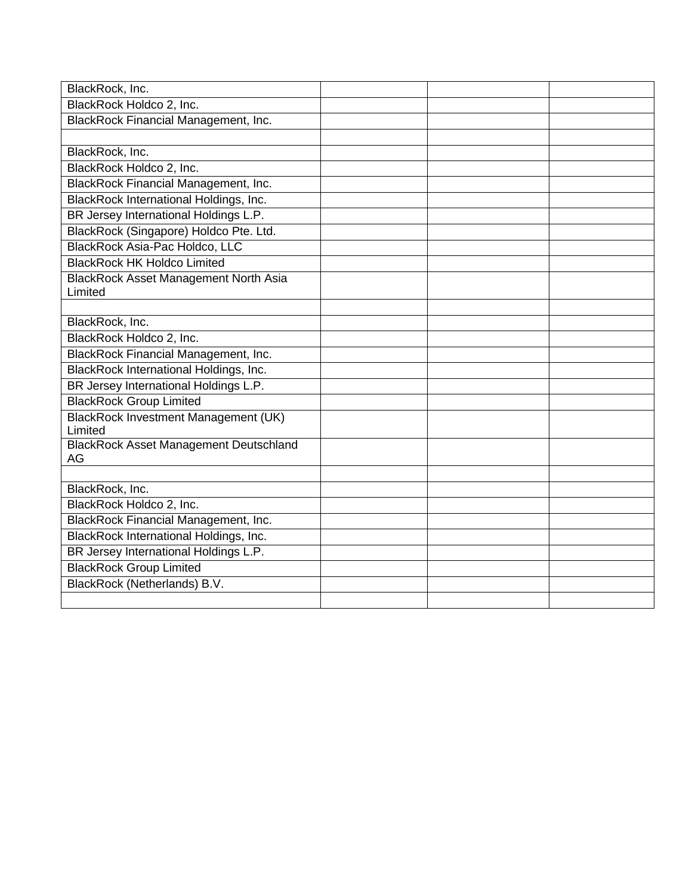| | | | |
|---|---|---|---|
| BlackRock, Inc. | | | |
| BlackRock Holdco 2, Inc. | | | |
| BlackRock Financial Management, Inc. | | | |
| | | | |
| BlackRock, Inc. | | | |
| BlackRock Holdco 2, Inc. | | | |
| BlackRock Financial Management, Inc. | | | |
| BlackRock International Holdings, Inc. | | | |
| BR Jersey International Holdings L.P. | | | |
| BlackRock (Singapore) Holdco Pte. Ltd. | | | |
| BlackRock Asia-Pac Holdco, LLC | | | |
| BlackRock HK Holdco Limited | | | |
| BlackRock Asset Management North Asia Limited | | | |
| | | | |
| BlackRock, Inc. | | | |
| BlackRock Holdco 2, Inc. | | | |
| BlackRock Financial Management, Inc. | | | |
| BlackRock International Holdings, Inc. | | | |
| BR Jersey International Holdings L.P. | | | |
| BlackRock Group Limited | | | |
| BlackRock Investment Management (UK) Limited | | | |
| BlackRock Asset Management Deutschland AG | | | |
| | | | |
| BlackRock, Inc. | | | |
| BlackRock Holdco 2, Inc. | | | |
| BlackRock Financial Management, Inc. | | | |
| BlackRock International Holdings, Inc. | | | |
| BR Jersey International Holdings L.P. | | | |
| BlackRock Group Limited | | | |
| BlackRock (Netherlands) B.V. | | | |
| | | | |